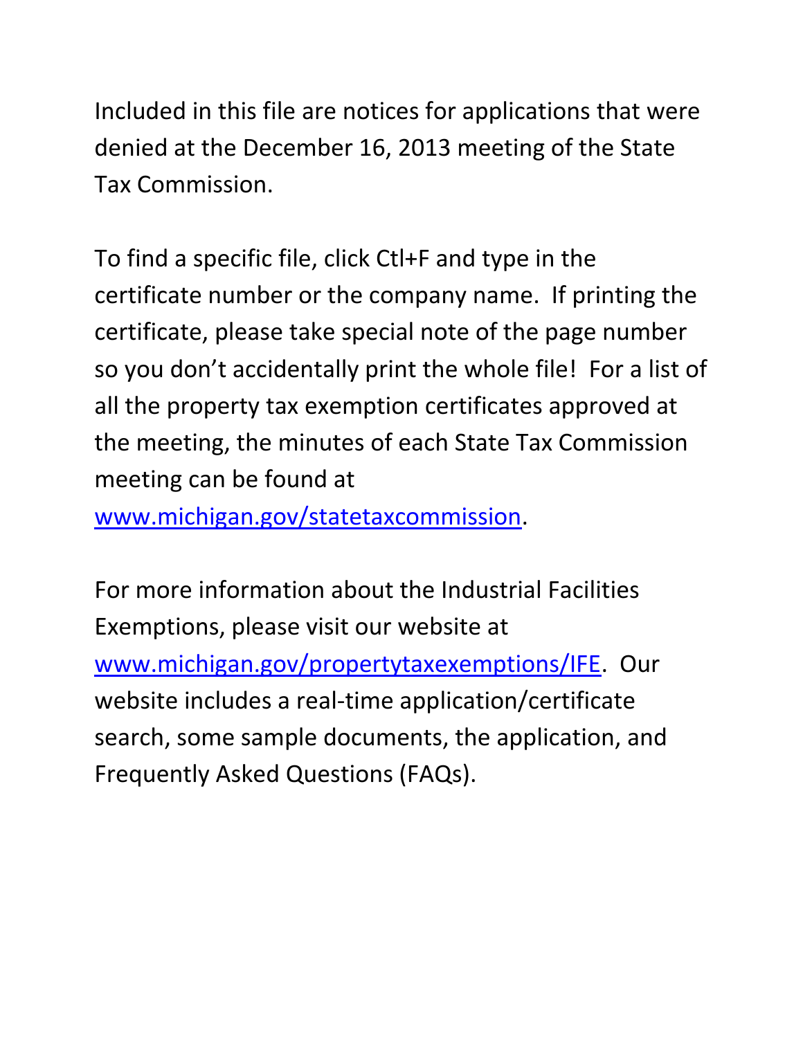Included in this file are notices for applications that were denied at the December 16, 2013 meeting of the State Tax Commission.

To find a specific file, click Ctl+F and type in the certificate number or the company name. If printing the certificate, please take special note of the page number so you don't accidentally print the whole file! For a list of all the property tax exemption certificates approved at the meeting, the minutes of each State Tax Commission meeting can be found at [www.michigan.gov/statetaxcommission](http://www.michigan.gov/statetaxcommission).

For more information about the Industrial Facilities Exemptions, please visit our website at [www.michigan.gov/propertytaxexemptions/IFE](http://www.michigan.gov/propertytaxexemptions/IFE). Our website includes a real-time application/certificate search, some sample documents, the application, and Frequently Asked Questions (FAQs).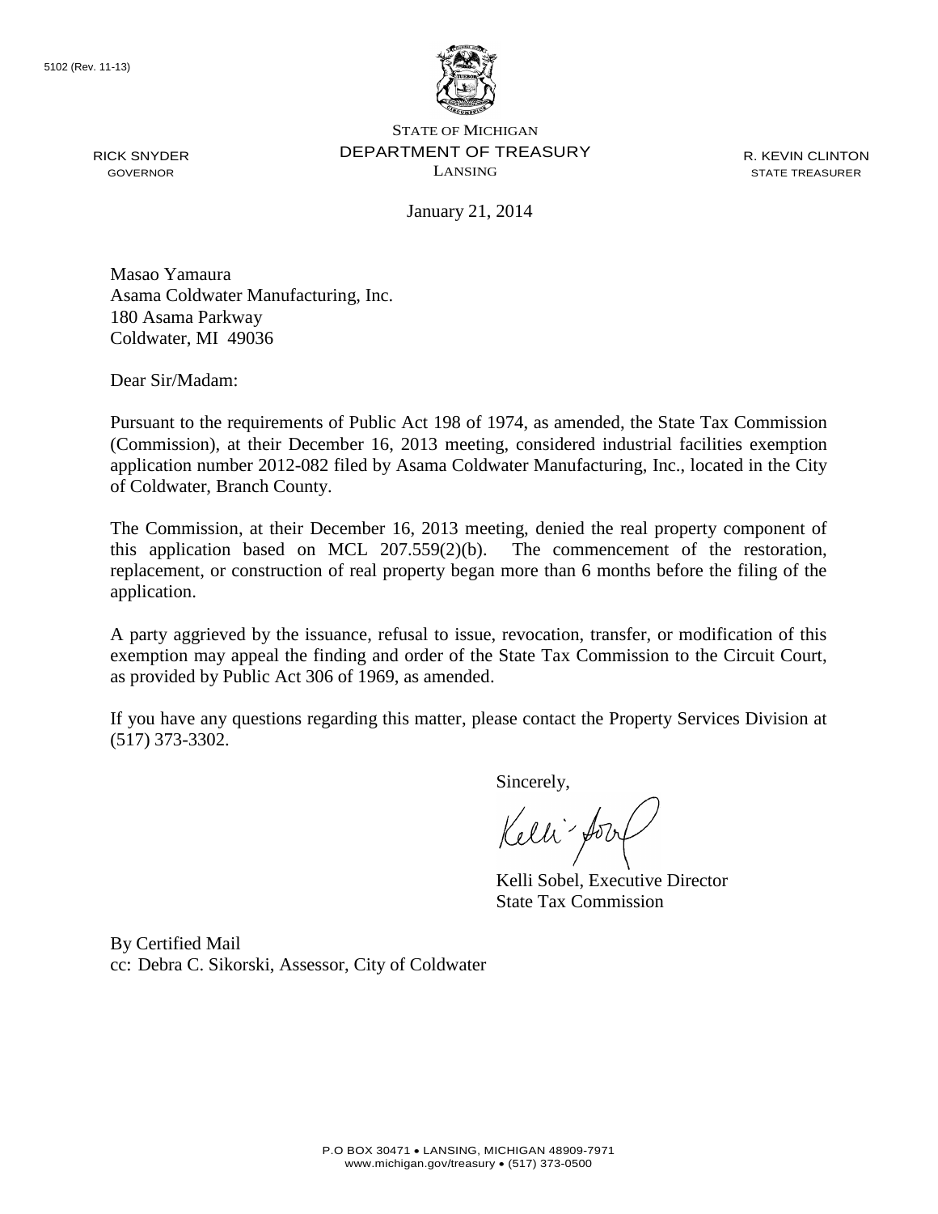5102 (Rev. 11-13)

STATE OF MICHIGAN
DEPARTMENT OF TREASURY
LANSING

RICK SNYDER
GOVERNOR

R. KEVIN CLINTON
STATE TREASURER

January 21, 2014

Masao Yamaura
Asama Coldwater Manufacturing, Inc.
180 Asama Parkway
Coldwater, MI 49036

Dear Sir/Madam:

Pursuant to the requirements of Public Act 198 of 1974, as amended, the State Tax Commission (Commission), at their December 16, 2013 meeting, considered industrial facilities exemption application number 2012-082 filed by Asama Coldwater Manufacturing, Inc., located in the City of Coldwater, Branch County.

The Commission, at their December 16, 2013 meeting, denied the real property component of this application based on MCL 207.559(2)(b). The commencement of the restoration, replacement, or construction of real property began more than 6 months before the filing of the application.

A party aggrieved by the issuance, refusal to issue, revocation, transfer, or modification of this exemption may appeal the finding and order of the State Tax Commission to the Circuit Court, as provided by Public Act 306 of 1969, as amended.

If you have any questions regarding this matter, please contact the Property Services Division at (517) 373-3302.

Sincerely,

Kelli Sobel, Executive Director
State Tax Commission

By Certified Mail
cc: Debra C. Sikorski, Assessor, City of Coldwater

P.O BOX 30471 • LANSING, MICHIGAN 48909-7971
www.michigan.gov/treasury • (517) 373-0500